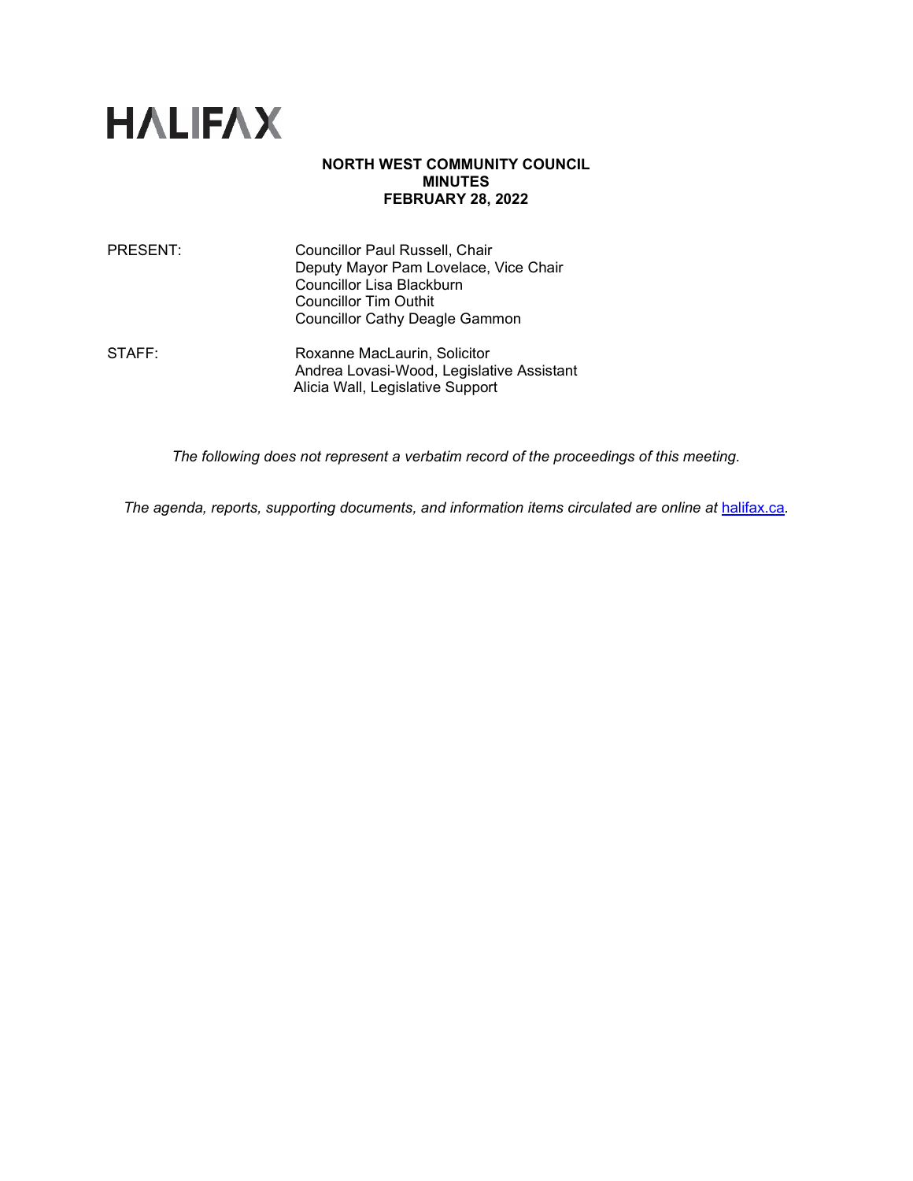# HALIFAX

**NORTH WEST COMMUNITY COUNCIL**
**MINUTES**
**FEBRUARY 28, 2022**

PRESENT: Councillor Paul Russell, Chair
Deputy Mayor Pam Lovelace, Vice Chair
Councillor Lisa Blackburn
Councillor Tim Outhit
Councillor Cathy Deagle Gammon

STAFF: Roxanne MacLaurin, Solicitor
Andrea Lovasi-Wood, Legislative Assistant
Alicia Wall, Legislative Support

*The following does not represent a verbatim record of the proceedings of this meeting.*

*The agenda, reports, supporting documents, and information items circulated are online at* [halifax.ca](halifax.ca)*.*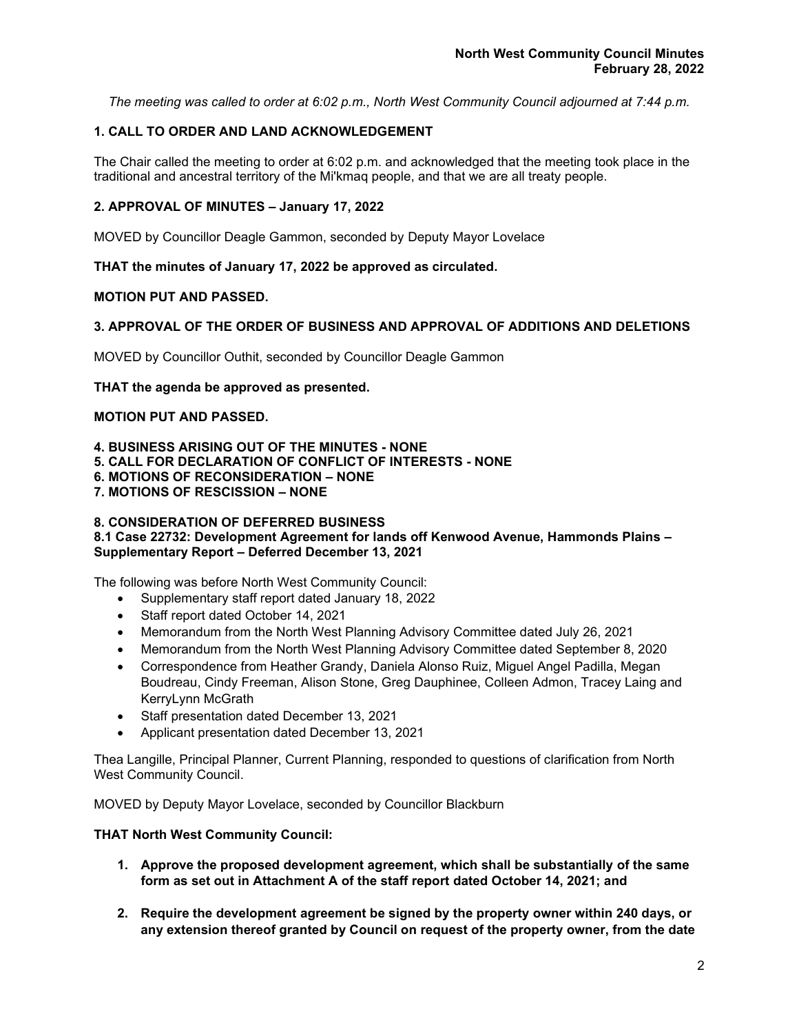*The meeting was called to order at 6:02 p.m., North West Community Council adjourned at 7:44 p.m.*

## 1. CALL TO ORDER AND LAND ACKNOWLEDGEMENT

The Chair called the meeting to order at 6:02 p.m. and acknowledged that the meeting took place in the traditional and ancestral territory of the Mi'kmaq people, and that we are all treaty people.

## 2. APPROVAL OF MINUTES – January 17, 2022

MOVED by Councillor Deagle Gammon, seconded by Deputy Mayor Lovelace

**THAT the minutes of January 17, 2022 be approved as circulated.**

**MOTION PUT AND PASSED.**

## 3. APPROVAL OF THE ORDER OF BUSINESS AND APPROVAL OF ADDITIONS AND DELETIONS

MOVED by Councillor Outhit, seconded by Councillor Deagle Gammon

**THAT the agenda be approved as presented.**

**MOTION PUT AND PASSED.**

## 4. BUSINESS ARISING OUT OF THE MINUTES - NONE
## 5. CALL FOR DECLARATION OF CONFLICT OF INTERESTS - NONE
## 6. MOTIONS OF RECONSIDERATION – NONE
## 7. MOTIONS OF RESCISSION – NONE

## 8. CONSIDERATION OF DEFERRED BUSINESS
### 8.1 Case 22732: Development Agreement for lands off Kenwood Avenue, Hammonds Plains – Supplementary Report – Deferred December 13, 2021

The following was before North West Community Council:

- Supplementary staff report dated January 18, 2022
- Staff report dated October 14, 2021
- Memorandum from the North West Planning Advisory Committee dated July 26, 2021
- Memorandum from the North West Planning Advisory Committee dated September 8, 2020
- Correspondence from Heather Grandy, Daniela Alonso Ruiz, Miguel Angel Padilla, Megan Boudreau, Cindy Freeman, Alison Stone, Greg Dauphinee, Colleen Admon, Tracey Laing and KerryLynn McGrath
- Staff presentation dated December 13, 2021
- Applicant presentation dated December 13, 2021

Thea Langille, Principal Planner, Current Planning, responded to questions of clarification from North West Community Council.

MOVED by Deputy Mayor Lovelace, seconded by Councillor Blackburn

**THAT North West Community Council:**

1. **Approve the proposed development agreement, which shall be substantially of the same form as set out in Attachment A of the staff report dated October 14, 2021; and**

2. **Require the development agreement be signed by the property owner within 240 days, or any extension thereof granted by Council on request of the property owner, from the date**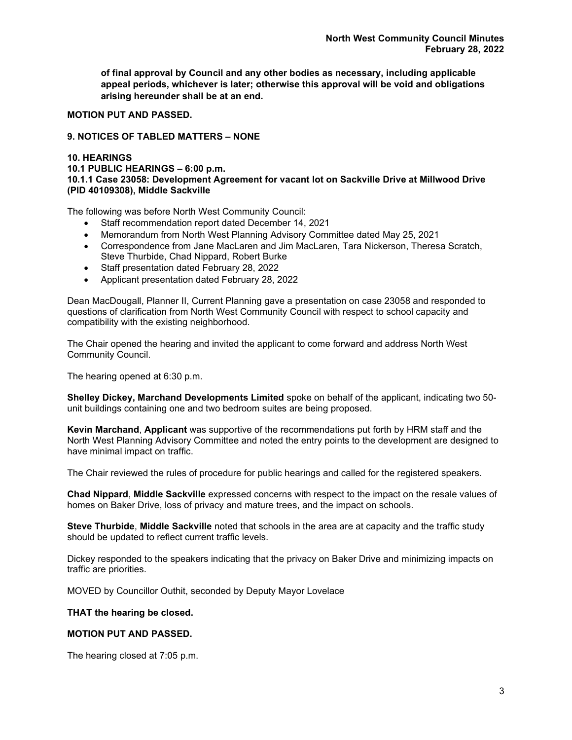**of final approval by Council and any other bodies as necessary, including applicable appeal periods, whichever is later; otherwise this approval will be void and obligations arising hereunder shall be at an end.**

**MOTION PUT AND PASSED.**

**9. NOTICES OF TABLED MATTERS – NONE**

**10. HEARINGS**
**10.1 PUBLIC HEARINGS – 6:00 p.m.**
**10.1.1 Case 23058: Development Agreement for vacant lot on Sackville Drive at Millwood Drive (PID 40109308), Middle Sackville**

The following was before North West Community Council:

- Staff recommendation report dated December 14, 2021
- Memorandum from North West Planning Advisory Committee dated May 25, 2021
- Correspondence from Jane MacLaren and Jim MacLaren, Tara Nickerson, Theresa Scratch, Steve Thurbide, Chad Nippard, Robert Burke
- Staff presentation dated February 28, 2022
- Applicant presentation dated February 28, 2022

Dean MacDougall, Planner II, Current Planning gave a presentation on case 23058 and responded to questions of clarification from North West Community Council with respect to school capacity and compatibility with the existing neighborhood.

The Chair opened the hearing and invited the applicant to come forward and address North West Community Council.

The hearing opened at 6:30 p.m.

**Shelley Dickey, Marchand Developments Limited** spoke on behalf of the applicant, indicating two 50-unit buildings containing one and two bedroom suites are being proposed.

**Kevin Marchand**, **Applicant** was supportive of the recommendations put forth by HRM staff and the North West Planning Advisory Committee and noted the entry points to the development are designed to have minimal impact on traffic.

The Chair reviewed the rules of procedure for public hearings and called for the registered speakers.

**Chad Nippard**, **Middle Sackville** expressed concerns with respect to the impact on the resale values of homes on Baker Drive, loss of privacy and mature trees, and the impact on schools.

**Steve Thurbide**, **Middle Sackville** noted that schools in the area are at capacity and the traffic study should be updated to reflect current traffic levels.

Dickey responded to the speakers indicating that the privacy on Baker Drive and minimizing impacts on traffic are priorities.

MOVED by Councillor Outhit, seconded by Deputy Mayor Lovelace

**THAT the hearing be closed.**

**MOTION PUT AND PASSED.**

The hearing closed at 7:05 p.m.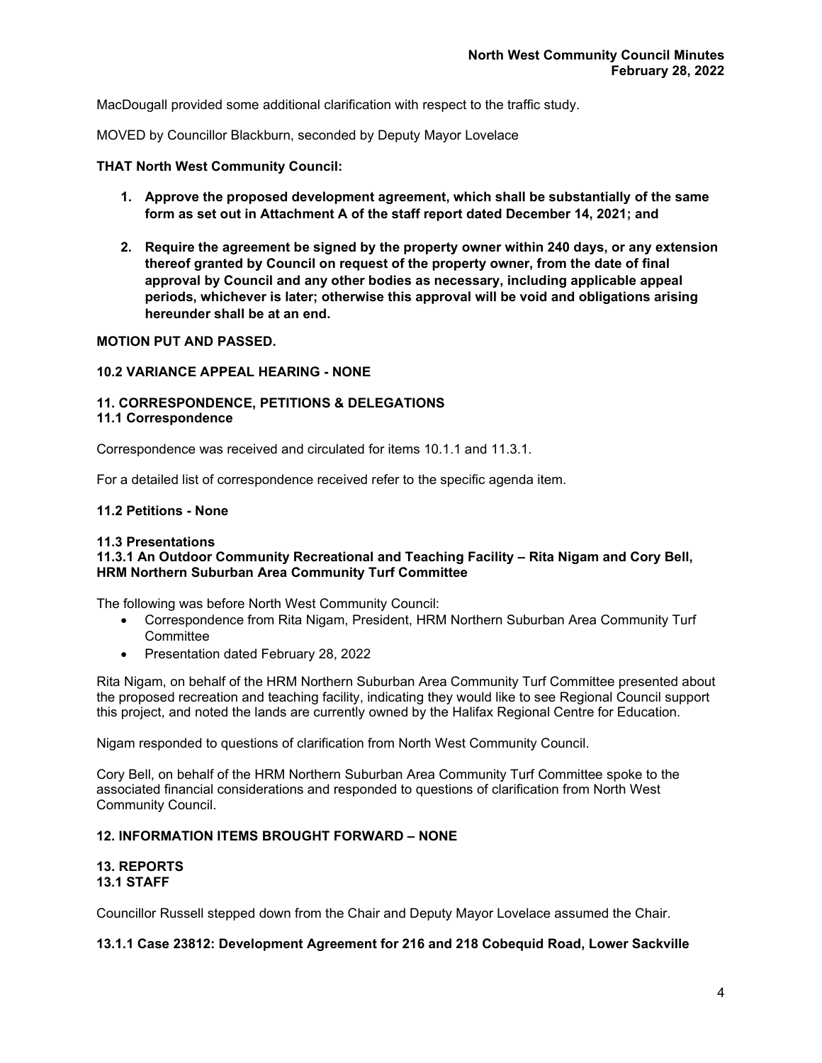MacDougall provided some additional clarification with respect to the traffic study.

MOVED by Councillor Blackburn, seconded by Deputy Mayor Lovelace

**THAT North West Community Council:**

1. **Approve the proposed development agreement, which shall be substantially of the same form as set out in Attachment A of the staff report dated December 14, 2021; and**

2. **Require the agreement be signed by the property owner within 240 days, or any extension thereof granted by Council on request of the property owner, from the date of final approval by Council and any other bodies as necessary, including applicable appeal periods, whichever is later; otherwise this approval will be void and obligations arising hereunder shall be at an end.**

**MOTION PUT AND PASSED.**

**10.2 VARIANCE APPEAL HEARING - NONE**

**11. CORRESPONDENCE, PETITIONS & DELEGATIONS**
**11.1 Correspondence**

Correspondence was received and circulated for items 10.1.1 and 11.3.1.

For a detailed list of correspondence received refer to the specific agenda item.

**11.2 Petitions - None**

**11.3 Presentations**
**11.3.1 An Outdoor Community Recreational and Teaching Facility – Rita Nigam and Cory Bell, HRM Northern Suburban Area Community Turf Committee**

The following was before North West Community Council:

- Correspondence from Rita Nigam, President, HRM Northern Suburban Area Community Turf Committee
- Presentation dated February 28, 2022

Rita Nigam, on behalf of the HRM Northern Suburban Area Community Turf Committee presented about the proposed recreation and teaching facility, indicating they would like to see Regional Council support this project, and noted the lands are currently owned by the Halifax Regional Centre for Education.

Nigam responded to questions of clarification from North West Community Council.

Cory Bell, on behalf of the HRM Northern Suburban Area Community Turf Committee spoke to the associated financial considerations and responded to questions of clarification from North West Community Council.

**12. INFORMATION ITEMS BROUGHT FORWARD – NONE**

**13. REPORTS**
**13.1 STAFF**

Councillor Russell stepped down from the Chair and Deputy Mayor Lovelace assumed the Chair.

**13.1.1 Case 23812: Development Agreement for 216 and 218 Cobequid Road, Lower Sackville**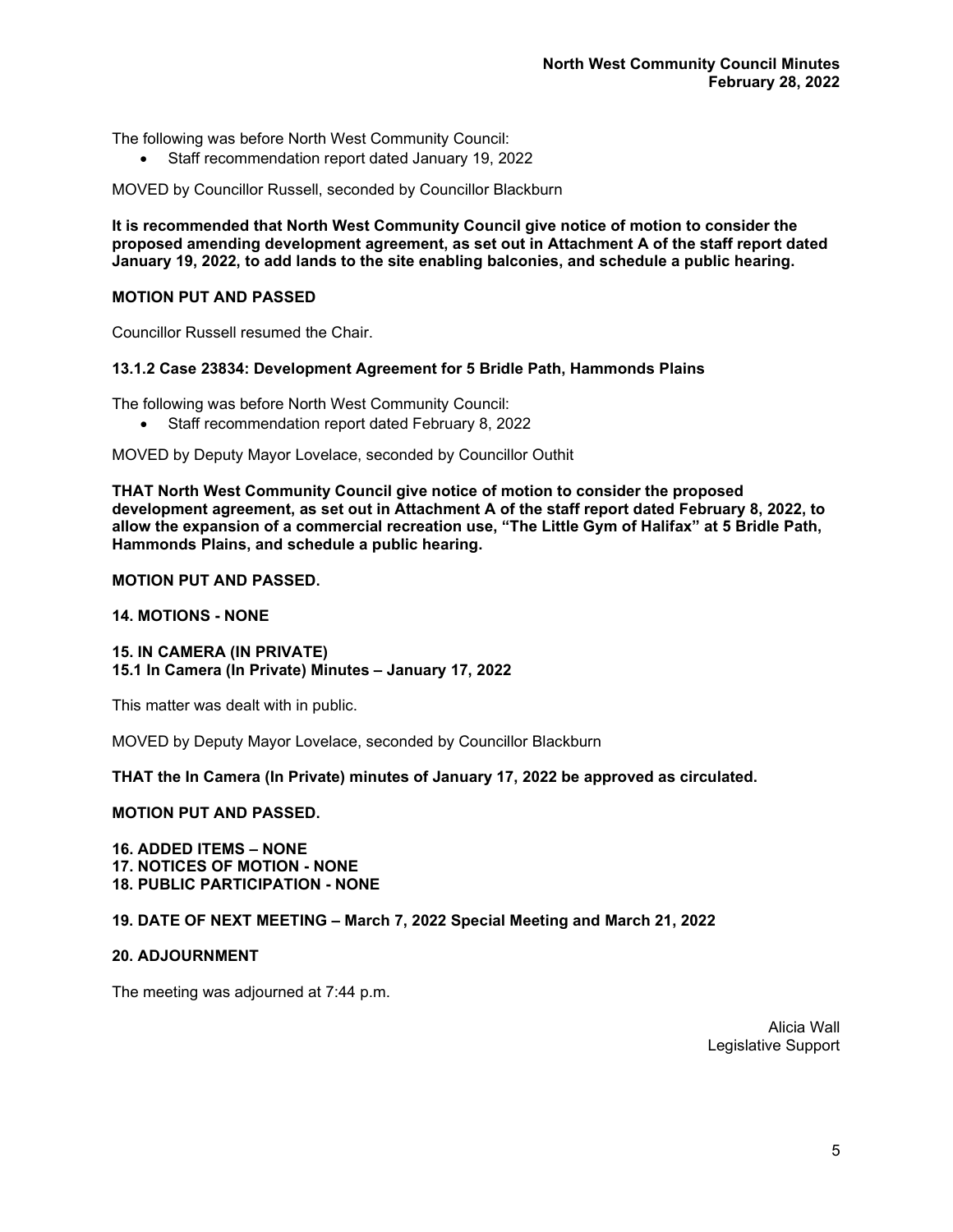The following was before North West Community Council:

- Staff recommendation report dated January 19, 2022

MOVED by Councillor Russell, seconded by Councillor Blackburn

**It is recommended that North West Community Council give notice of motion to consider the proposed amending development agreement, as set out in Attachment A of the staff report dated January 19, 2022, to add lands to the site enabling balconies, and schedule a public hearing.**

**MOTION PUT AND PASSED**

Councillor Russell resumed the Chair.

**13.1.2 Case 23834: Development Agreement for 5 Bridle Path, Hammonds Plains**

The following was before North West Community Council:

- Staff recommendation report dated February 8, 2022

MOVED by Deputy Mayor Lovelace, seconded by Councillor Outhit

**THAT North West Community Council give notice of motion to consider the proposed development agreement, as set out in Attachment A of the staff report dated February 8, 2022, to allow the expansion of a commercial recreation use, "The Little Gym of Halifax" at 5 Bridle Path, Hammonds Plains, and schedule a public hearing.**

**MOTION PUT AND PASSED.**

**14. MOTIONS - NONE**

**15. IN CAMERA (IN PRIVATE)**
**15.1 In Camera (In Private) Minutes – January 17, 2022**

This matter was dealt with in public.

MOVED by Deputy Mayor Lovelace, seconded by Councillor Blackburn

**THAT the In Camera (In Private) minutes of January 17, 2022 be approved as circulated.**

**MOTION PUT AND PASSED.**

**16. ADDED ITEMS – NONE**
**17. NOTICES OF MOTION - NONE**
**18. PUBLIC PARTICIPATION - NONE**

**19. DATE OF NEXT MEETING – March 7, 2022 Special Meeting and March 21, 2022**

**20. ADJOURNMENT**

The meeting was adjourned at 7:44 p.m.

Alicia Wall
Legislative Support